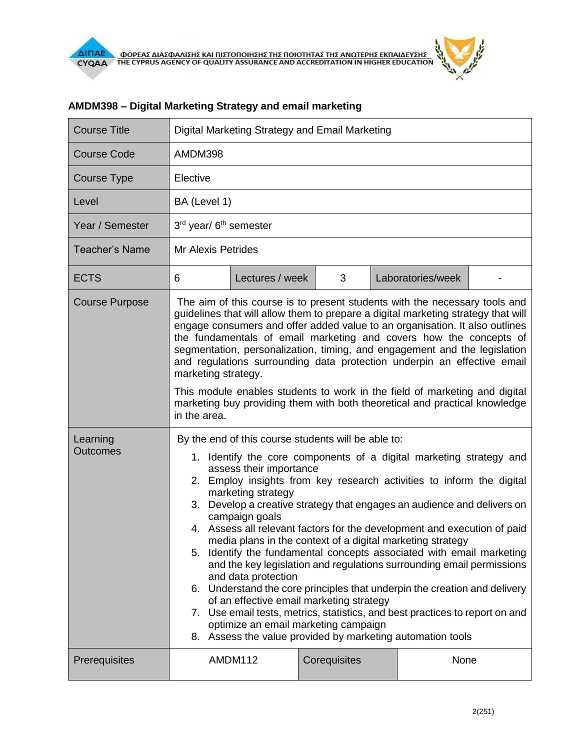## AMDM398 – Digital Marketing Strategy and email marketing

| Course Title | Digital Marketing Strategy and Email Marketing | | | | |
|---|---|---|---|---|---|
| Course Code | AMDM398 | | | | |
| Course Type | Elective | | | | |
| Level | BA (Level 1) | | | | |
| Year / Semester | 3rd year/ 6th semester | | | | |
| Teacher's Name | Mr Alexis Petrides | | | | |
| ECTS | 6 | Lectures / week | 3 | Laboratories/week | - |
| Course Purpose | The aim of this course is to present students with the necessary tools and guidelines that will allow them to prepare a digital marketing strategy that will engage consumers and offer added value to an organisation. It also outlines the fundamentals of email marketing and covers how the concepts of segmentation, personalization, timing, and engagement and the legislation and regulations surrounding data protection underpin an effective email marketing strategy.<br><br>This module enables students to work in the field of marketing and digital marketing buy providing them with both theoretical and practical knowledge in the area. | | | | |
| Learning Outcomes | By the end of this course students will be able to:<br>1. Identify the core components of a digital marketing strategy and assess their importance<br>2. Employ insights from key research activities to inform the digital marketing strategy<br>3. Develop a creative strategy that engages an audience and delivers on campaign goals<br>4. Assess all relevant factors for the development and execution of paid media plans in the context of a digital marketing strategy<br>5. Identify the fundamental concepts associated with email marketing and the key legislation and regulations surrounding email permissions and data protection<br>6. Understand the core principles that underpin the creation and delivery of an effective email marketing strategy<br>7. Use email tests, metrics, statistics, and best practices to report on and optimize an email marketing campaign<br>8. Assess the value provided by marketing automation tools | | | | |
| Prerequisites | AMDM112 | Corequisites | None | | |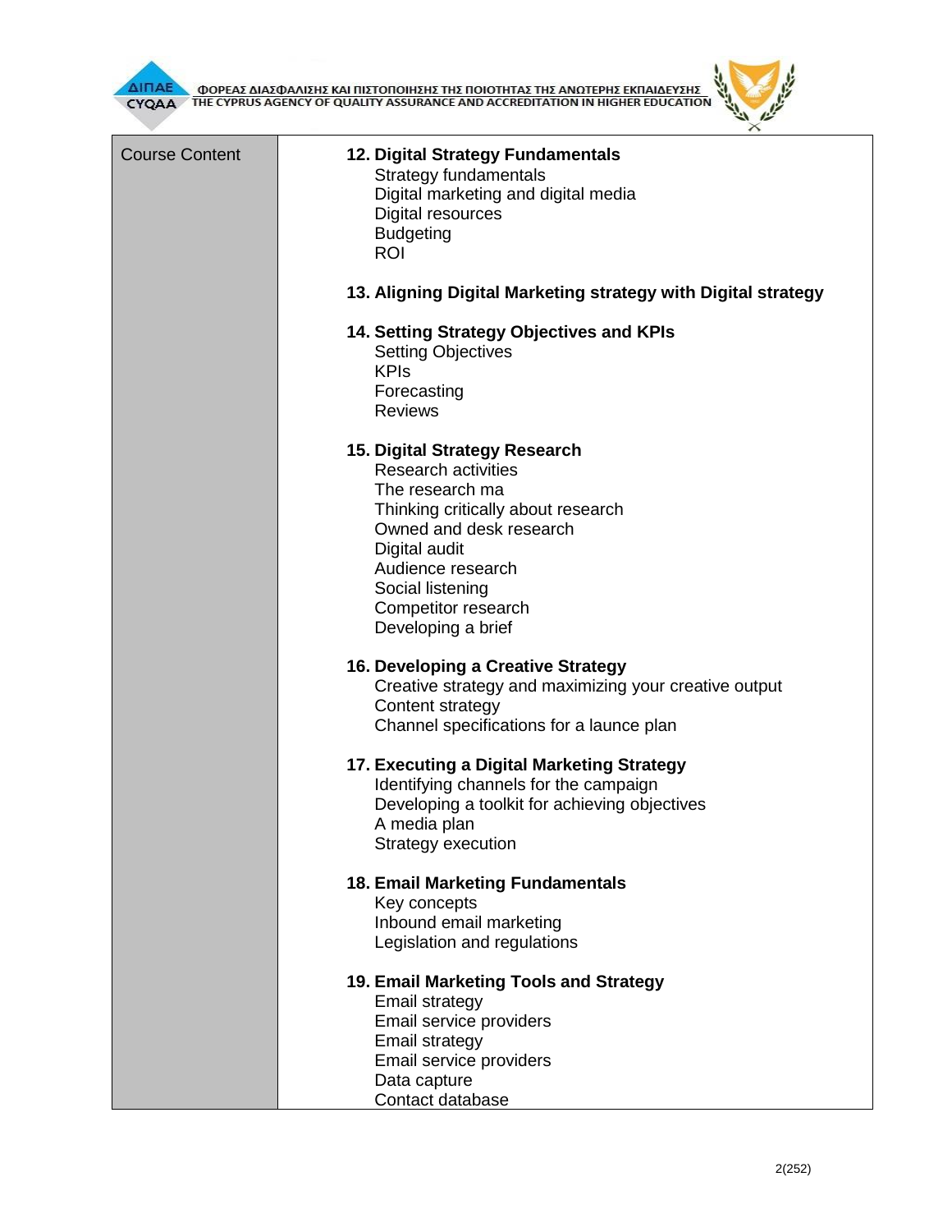| Course Content | **12. Digital Strategy Fundamentals**<br>Strategy fundamentals<br>Digital marketing and digital media<br>Digital resources<br>Budgeting<br>ROI<br><br>**13. Aligning Digital Marketing strategy with Digital strategy**<br><br>**14. Setting Strategy Objectives and KPIs**<br>Setting Objectives<br>KPIs<br>Forecasting<br>Reviews<br><br>**15. Digital Strategy Research**<br>Research activities<br>The research ma<br>Thinking critically about research<br>Owned and desk research<br>Digital audit<br>Audience research<br>Social listening<br>Competitor research<br>Developing a brief<br><br>**16. Developing a Creative Strategy**<br>Creative strategy and maximizing your creative output<br>Content strategy<br>Channel specifications for a launce plan<br><br>**17. Executing a Digital Marketing Strategy**<br>Identifying channels for the campaign<br>Developing a toolkit for achieving objectives<br>A media plan<br>Strategy execution<br><br>**18. Email Marketing Fundamentals**<br>Key concepts<br>Inbound email marketing<br>Legislation and regulations<br><br>**19. Email Marketing Tools and Strategy**<br>Email strategy<br>Email service providers<br>Email strategy<br>Email service providers<br>Data capture<br>Contact database |
|---|---|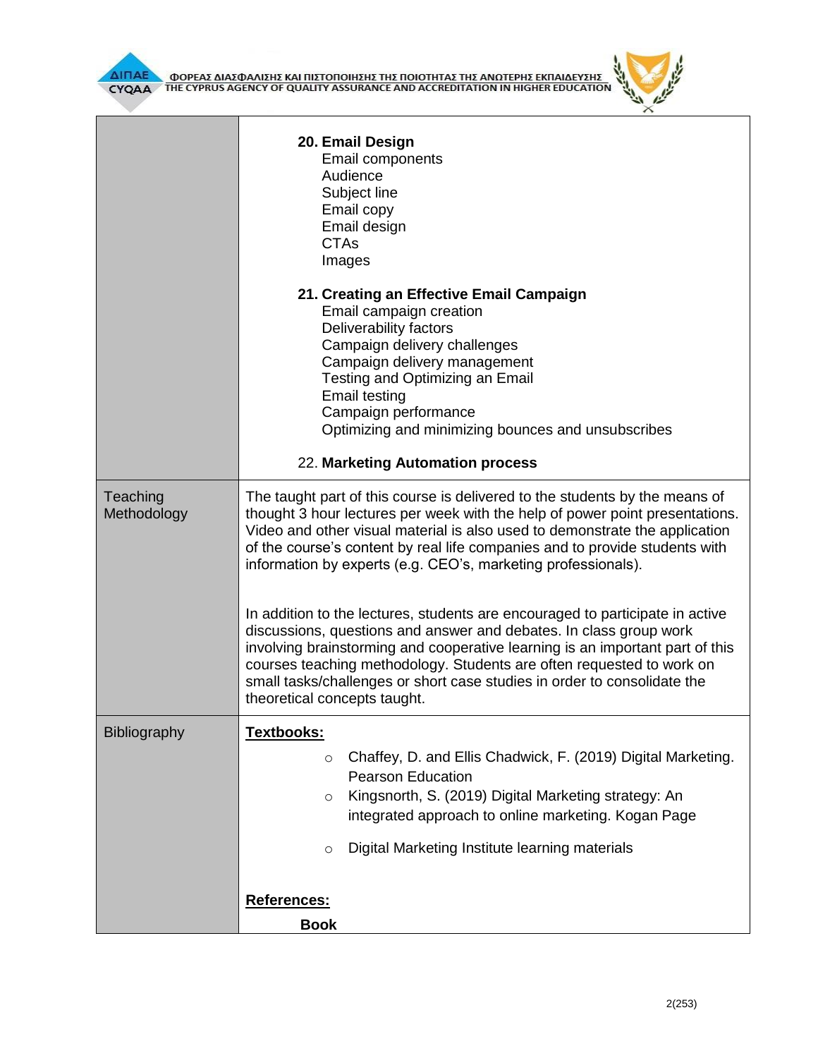| | |
|---|---|
| | **20. Email Design**<br>Email components<br>Audience<br>Subject line<br>Email copy<br>Email design<br>CTAs<br>Images<br><br>**21. Creating an Effective Email Campaign**<br>Email campaign creation<br>Deliverability factors<br>Campaign delivery challenges<br>Campaign delivery management<br>Testing and Optimizing an Email<br>Email testing<br>Campaign performance<br>Optimizing and minimizing bounces and unsubscribes<br><br>22. **Marketing Automation process** |
| Teaching Methodology | The taught part of this course is delivered to the students by the means of thought 3 hour lectures per week with the help of power point presentations. Video and other visual material is also used to demonstrate the application of the course's content by real life companies and to provide students with information by experts (e.g. CEO's, marketing professionals).<br><br>In addition to the lectures, students are encouraged to participate in active discussions, questions and answer and debates. In class group work involving brainstorming and cooperative learning is an important part of this courses teaching methodology. Students are often requested to work on small tasks/challenges or short case studies in order to consolidate the theoretical concepts taught. |
| Bibliography | **Textbooks:**<br>○ Chaffey, D. and Ellis Chadwick, F. (2019) Digital Marketing. Pearson Education<br>○ Kingsnorth, S. (2019) Digital Marketing strategy: An integrated approach to online marketing. Kogan Page<br>○ Digital Marketing Institute learning materials<br><br>**References:**<br>**Book** |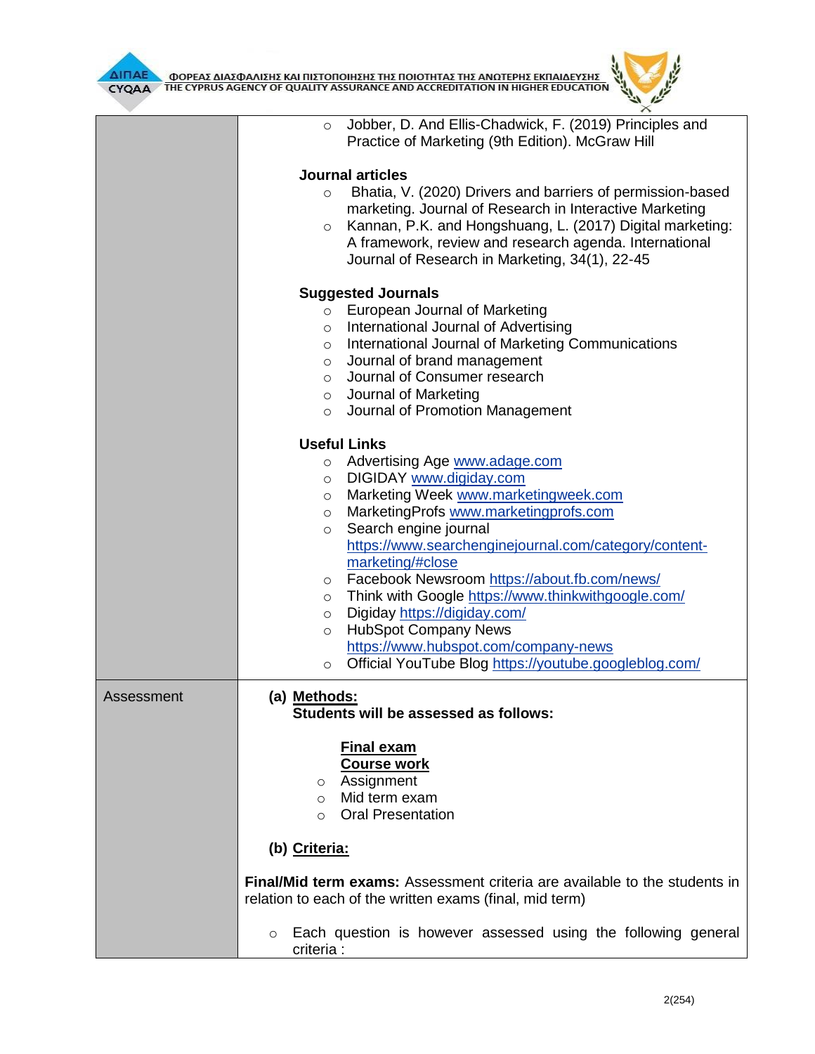| | |
|---|---|
| | ○ Jobber, D. And Ellis-Chadwick, F. (2019) Principles and Practice of Marketing (9th Edition). McGraw Hill<br><br>**Journal articles**<br>○ Bhatia, V. (2020) Drivers and barriers of permission-based marketing. Journal of Research in Interactive Marketing<br>○ Kannan, P.K. and Hongshuang, L. (2017) Digital marketing: A framework, review and research agenda. International Journal of Research in Marketing, 34(1), 22-45<br><br>**Suggested Journals**<br>○ European Journal of Marketing<br>○ International Journal of Advertising<br>○ International Journal of Marketing Communications<br>○ Journal of brand management<br>○ Journal of Consumer research<br>○ Journal of Marketing<br>○ Journal of Promotion Management<br><br>**Useful Links**<br>○ Advertising Age www.adage.com<br>○ DIGIDAY www.digiday.com<br>○ Marketing Week www.marketingweek.com<br>○ MarketingProfs www.marketingprofs.com<br>○ Search engine journal https://www.searchenginejournal.com/category/content-marketing/#close<br>○ Facebook Newsroom https://about.fb.com/news/<br>○ Think with Google https://www.thinkwithgoogle.com/<br>○ Digiday https://digiday.com/<br>○ HubSpot Company News https://www.hubspot.com/company-news<br>○ Official YouTube Blog https://youtube.googleblog.com/ |
| Assessment | **(a) Methods:**<br>**Students will be assessed as follows:**<br><br>**Final exam**<br>**Course work**<br>○ Assignment<br>○ Mid term exam<br>○ Oral Presentation<br><br>**(b) Criteria:**<br><br>**Final/Mid term exams:** Assessment criteria are available to the students in relation to each of the written exams (final, mid term)<br><br>○ Each question is however assessed using the following general criteria : |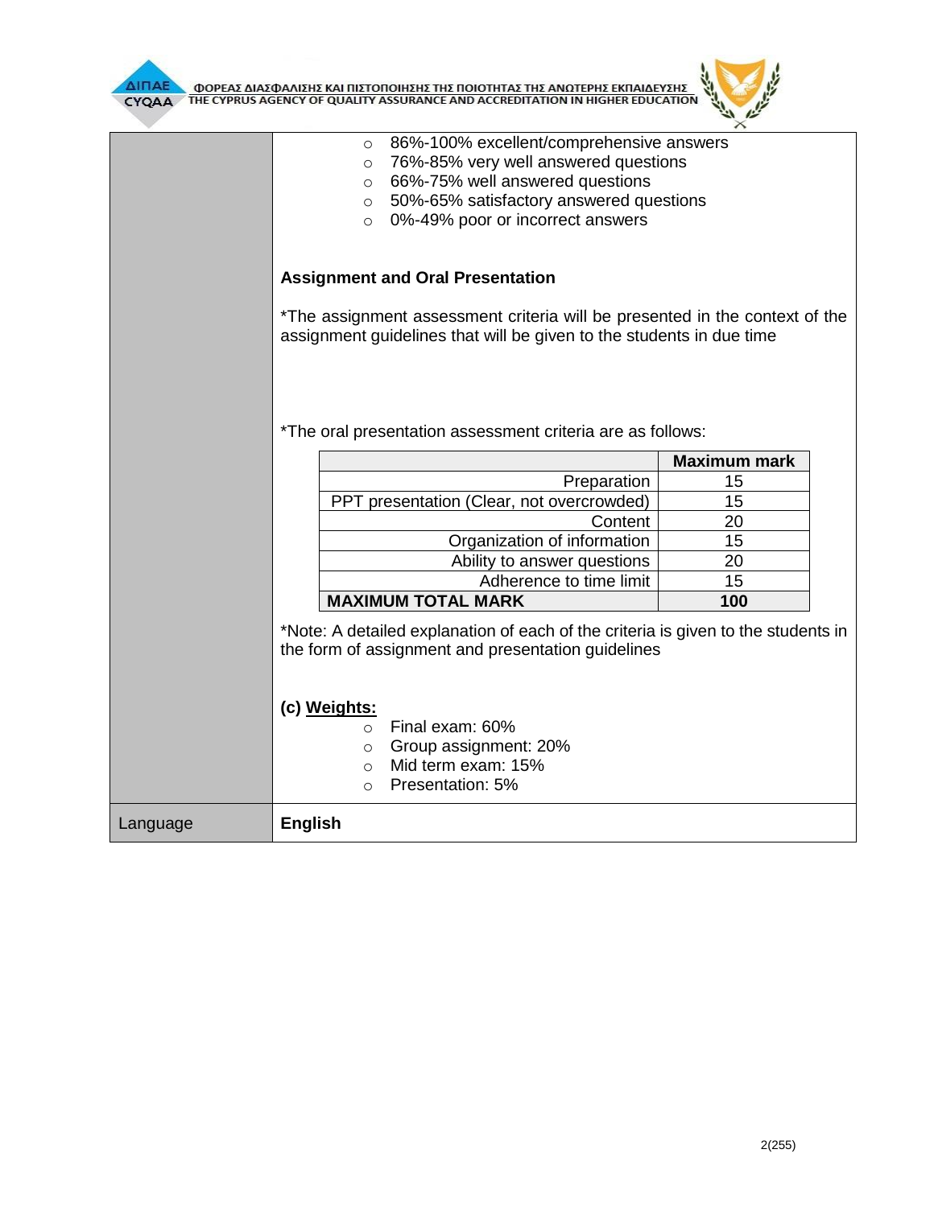- 86%-100% excellent/comprehensive answers
- 76%-85% very well answered questions
- 66%-75% well answered questions
- 50%-65% satisfactory answered questions
- 0%-49% poor or incorrect answers

**Assignment and Oral Presentation**

*The assignment assessment criteria will be presented in the context of the assignment guidelines that will be given to the students in due time

*The oral presentation assessment criteria are as follows:

| | Maximum mark |
|---|---|
| Preparation | 15 |
| PPT presentation (Clear, not overcrowded) | 15 |
| Content | 20 |
| Organization of information | 15 |
| Ability to answer questions | 20 |
| Adherence to time limit | 15 |
| **MAXIMUM TOTAL MARK** | **100** |

*Note: A detailed explanation of each of the criteria is given to the students in the form of assignment and presentation guidelines

**(c) Weights:**

- Final exam: 60%
- Group assignment: 20%
- Mid term exam: 15%
- Presentation: 5%

| | |
|---|---|
| Language | **English** |